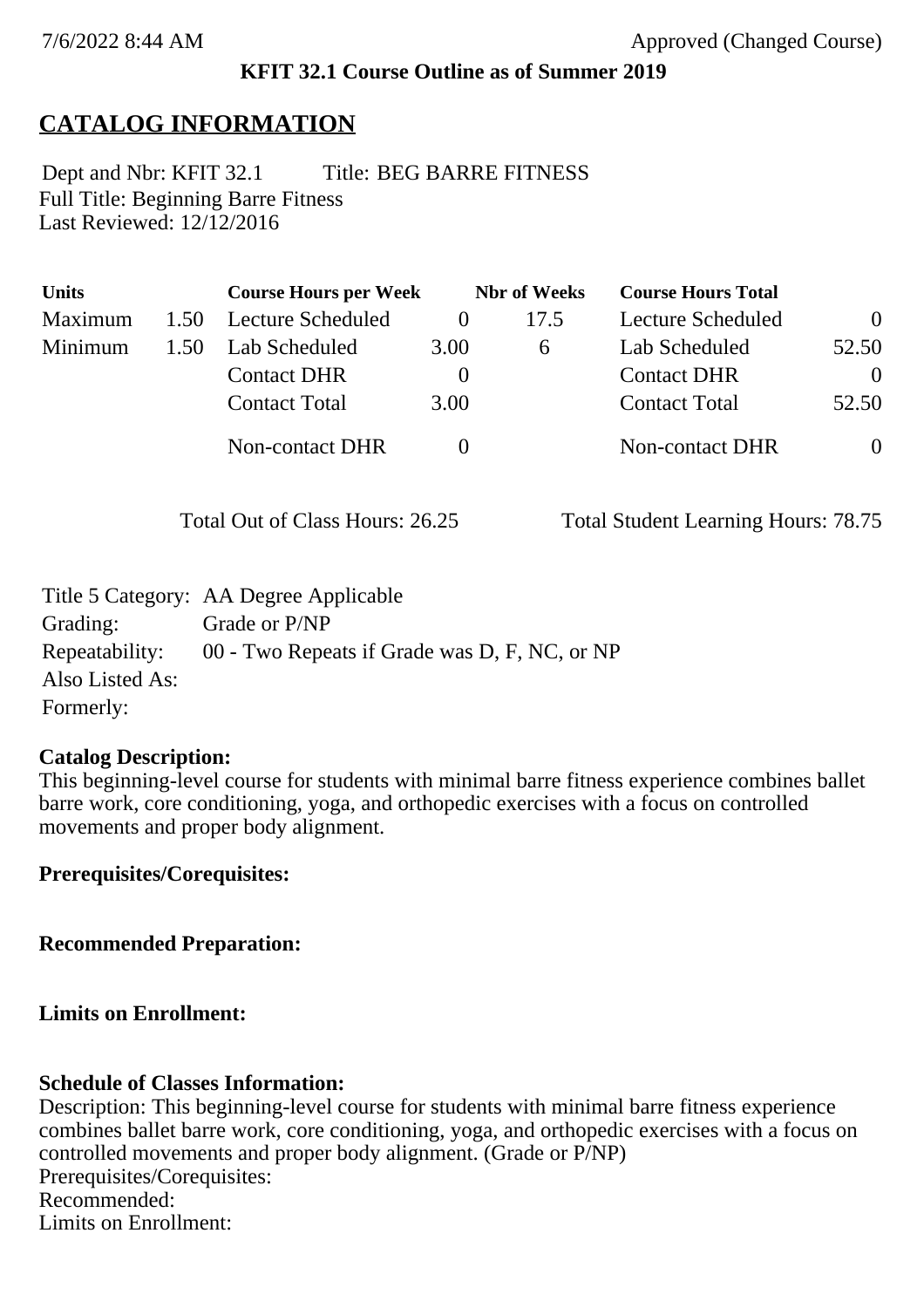7/6/2022 8:44 AM Approved (Changed Course)

**KFIT 32.1 Course Outline as of Summer 2019**

# CATALOG INFORMATION

Dept and Nbr: KFIT 32.1 Title: BEG BARRE FITNESS
Full Title: Beginning Barre Fitness
Last Reviewed: 12/12/2016

| Units | | Course Hours per Week | | Nbr of Weeks | Course Hours Total | |
|---|---|---|---|---|---|---|
| Maximum | 1.50 | Lecture Scheduled | 0 | 17.5 | Lecture Scheduled | 0 |
| Minimum | 1.50 | Lab Scheduled | 3.00 | 6 | Lab Scheduled | 52.50 |
| | | Contact DHR | 0 | | Contact DHR | 0 |
| | | Contact Total | 3.00 | | Contact Total | 52.50 |
| | | Non-contact DHR | 0 | | Non-contact DHR | 0 |

Total Out of Class Hours: 26.25 Total Student Learning Hours: 78.75

Title 5 Category: AA Degree Applicable
Grading: Grade or P/NP
Repeatability: 00 - Two Repeats if Grade was D, F, NC, or NP
Also Listed As:
Formerly:

**Catalog Description:**
This beginning-level course for students with minimal barre fitness experience combines ballet barre work, core conditioning, yoga, and orthopedic exercises with a focus on controlled movements and proper body alignment.

**Prerequisites/Corequisites:**

**Recommended Preparation:**

**Limits on Enrollment:**

**Schedule of Classes Information:**
Description: This beginning-level course for students with minimal barre fitness experience combines ballet barre work, core conditioning, yoga, and orthopedic exercises with a focus on controlled movements and proper body alignment. (Grade or P/NP)
Prerequisites/Corequisites:
Recommended:
Limits on Enrollment: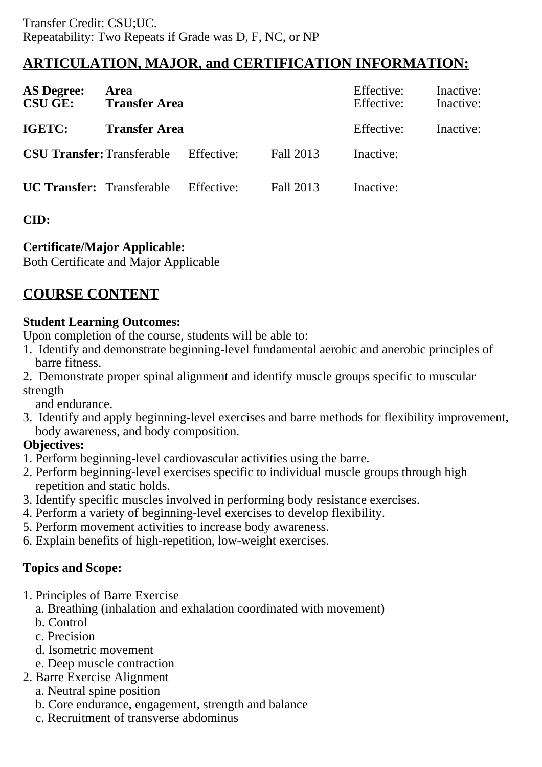Transfer Credit: CSU;UC.
Repeatability: Two Repeats if Grade was D, F, NC, or NP

## ARTICULATION, MAJOR, and CERTIFICATION INFORMATION:

| | | | | | |
|---|---|---|---|---|---|
| **AS Degree:** | **Area** | | | Effective: | Inactive: |
| **CSU GE:** | **Transfer Area** | | | Effective: | Inactive: |
| **IGETC:** | **Transfer Area** | | | Effective: | Inactive: |
| **CSU Transfer:** | Transferable | Effective: | Fall 2013 | Inactive: | |
| **UC Transfer:** | Transferable | Effective: | Fall 2013 | Inactive: | |

**CID:**

**Certificate/Major Applicable:**
Both Certificate and Major Applicable

## COURSE CONTENT

**Student Learning Outcomes:**
Upon completion of the course, students will be able to:
1. Identify and demonstrate beginning-level fundamental aerobic and anerobic principles of barre fitness.
2. Demonstrate proper spinal alignment and identify muscle groups specific to muscular strength and endurance.
3. Identify and apply beginning-level exercises and barre methods for flexibility improvement, body awareness, and body composition.

**Objectives:**
1. Perform beginning-level cardiovascular activities using the barre.
2. Perform beginning-level exercises specific to individual muscle groups through high repetition and static holds.
3. Identify specific muscles involved in performing body resistance exercises.
4. Perform a variety of beginning-level exercises to develop flexibility.
5. Perform movement activities to increase body awareness.
6. Explain benefits of high-repetition, low-weight exercises.

**Topics and Scope:**

1. Principles of Barre Exercise
   a. Breathing (inhalation and exhalation coordinated with movement)
   b. Control
   c. Precision
   d. Isometric movement
   e. Deep muscle contraction
2. Barre Exercise Alignment
   a. Neutral spine position
   b. Core endurance, engagement, strength and balance
   c. Recruitment of transverse abdominus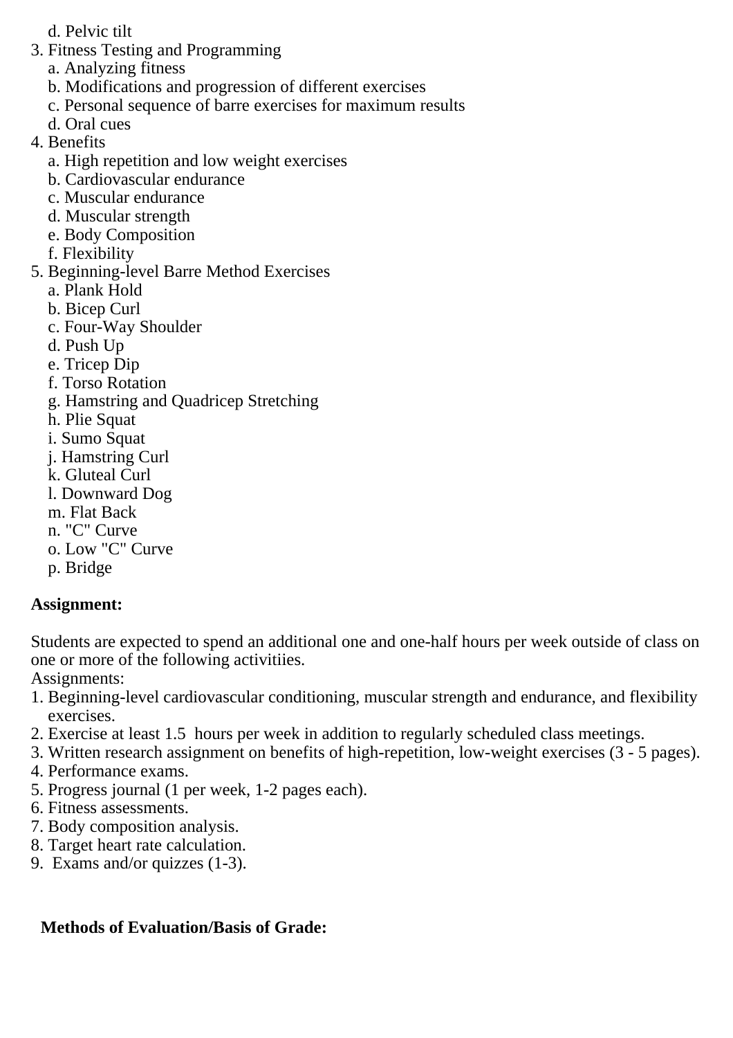d. Pelvic tilt
3. Fitness Testing and Programming
   a. Analyzing fitness
   b. Modifications and progression of different exercises
   c. Personal sequence of barre exercises for maximum results
   d. Oral cues
4. Benefits
   a. High repetition and low weight exercises
   b. Cardiovascular endurance
   c. Muscular endurance
   d. Muscular strength
   e. Body Composition
   f. Flexibility
5. Beginning-level Barre Method Exercises
   a. Plank Hold
   b. Bicep Curl
   c. Four-Way Shoulder
   d. Push Up
   e. Tricep Dip
   f. Torso Rotation
   g. Hamstring and Quadricep Stretching
   h. Plie Squat
   i. Sumo Squat
   j. Hamstring Curl
   k. Gluteal Curl
   l. Downward Dog
   m. Flat Back
   n. "C" Curve
   o. Low "C" Curve
   p. Bridge

**Assignment:**

Students are expected to spend an additional one and one-half hours per week outside of class on one or more of the following activitiies.
Assignments:
1. Beginning-level cardiovascular conditioning, muscular strength and endurance, and flexibility exercises.
2. Exercise at least 1.5 hours per week in addition to regularly scheduled class meetings.
3. Written research assignment on benefits of high-repetition, low-weight exercises (3 - 5 pages).
4. Performance exams.
5. Progress journal (1 per week, 1-2 pages each).
6. Fitness assessments.
7. Body composition analysis.
8. Target heart rate calculation.
9. Exams and/or quizzes (1-3).

**Methods of Evaluation/Basis of Grade:**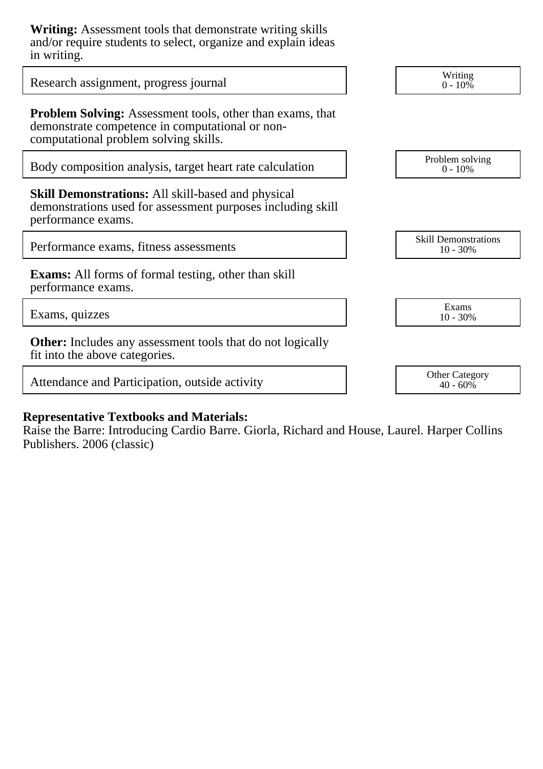**Writing:** Assessment tools that demonstrate writing skills and/or require students to select, organize and explain ideas in writing.

| | |
|---|---|
| Research assignment, progress journal | Writing 0 - 10% |

**Problem Solving:** Assessment tools, other than exams, that demonstrate competence in computational or non-computational problem solving skills.

| | |
|---|---|
| Body composition analysis, target heart rate calculation | Problem solving 0 - 10% |

**Skill Demonstrations:** All skill-based and physical demonstrations used for assessment purposes including skill performance exams.

| | |
|---|---|
| Performance exams, fitness assessments | Skill Demonstrations 10 - 30% |

**Exams:** All forms of formal testing, other than skill performance exams.

| | |
|---|---|
| Exams, quizzes | Exams 10 - 30% |

**Other:** Includes any assessment tools that do not logically fit into the above categories.

| | |
|---|---|
| Attendance and Participation, outside activity | Other Category 40 - 60% |

**Representative Textbooks and Materials:**

Raise the Barre: Introducing Cardio Barre. Giorla, Richard and House, Laurel. Harper Collins Publishers. 2006 (classic)